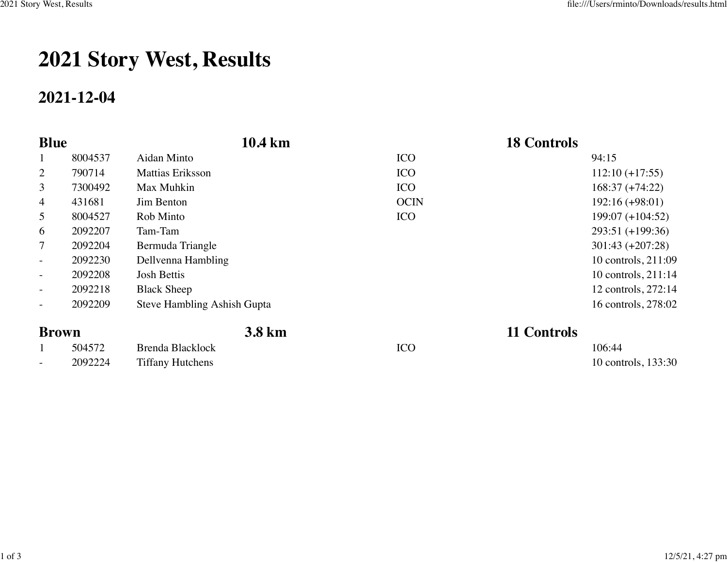# 2021 Story West, Results

## 2021-12-04

| Blue | 10.4 km | | | 18 Controls |
|---|---|---|---|---|
| 1 | 8004537 | Aidan Minto | ICO | 94:15 |
| 2 | 790714 | Mattias Eriksson | ICO | 112:10 (+17:55) |
| 3 | 7300492 | Max Muhkin | ICO | 168:37 (+74:22) |
| 4 | 431681 | Jim Benton | OCIN | 192:16 (+98:01) |
| 5 | 8004527 | Rob Minto | ICO | 199:07 (+104:52) |
| 6 | 2092207 | Tam-Tam | | 293:51 (+199:36) |
| 7 | 2092204 | Bermuda Triangle | | 301:43 (+207:28) |
| - | 2092230 | Dellvenna Hambling | | 10 controls, 211:09 |
| - | 2092208 | Josh Bettis | | 10 controls, 211:14 |
| - | 2092218 | Black Sheep | | 12 controls, 272:14 |
| - | 2092209 | Steve Hambling Ashish Gupta | | 16 controls, 278:02 |

| Brown | 3.8 km | | | 11 Controls |
|---|---|---|---|---|
| 1 | 504572 | Brenda Blacklock | ICO | 106:44 |
| - | 2092224 | Tiffany Hutchens | | 10 controls, 133:30 |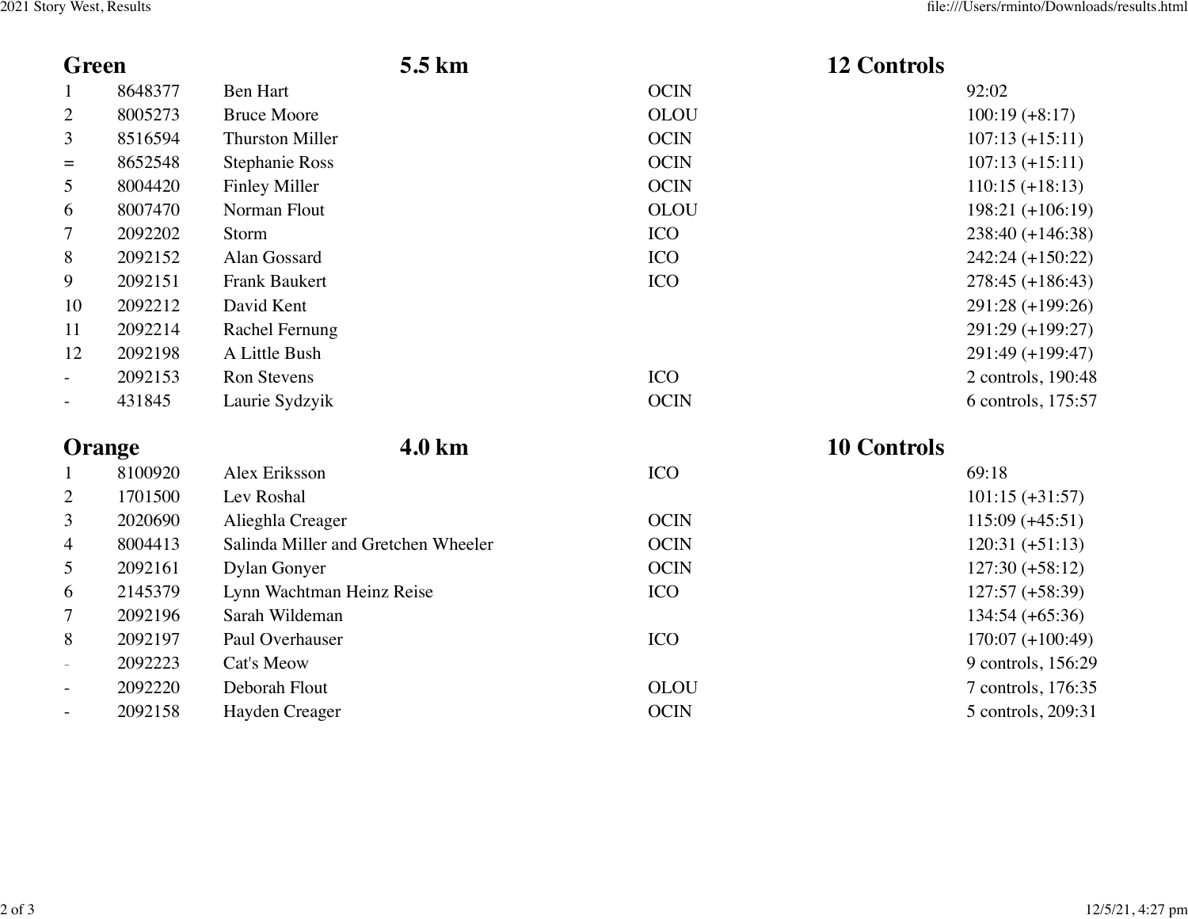## Green — 5.5 km — 12 Controls

| | | | | |
|---|---|---|---|---|
| 1 | 8648377 | Ben Hart | OCIN | 92:02 |
| 2 | 8005273 | Bruce Moore | OLOU | 100:19 (+8:17) |
| 3 | 8516594 | Thurston Miller | OCIN | 107:13 (+15:11) |
| = | 8652548 | Stephanie Ross | OCIN | 107:13 (+15:11) |
| 5 | 8004420 | Finley Miller | OCIN | 110:15 (+18:13) |
| 6 | 8007470 | Norman Flout | OLOU | 198:21 (+106:19) |
| 7 | 2092202 | Storm | ICO | 238:40 (+146:38) |
| 8 | 2092152 | Alan Gossard | ICO | 242:24 (+150:22) |
| 9 | 2092151 | Frank Baukert | ICO | 278:45 (+186:43) |
| 10 | 2092212 | David Kent | | 291:28 (+199:26) |
| 11 | 2092214 | Rachel Fernung | | 291:29 (+199:27) |
| 12 | 2092198 | A Little Bush | | 291:49 (+199:47) |
| - | 2092153 | Ron Stevens | ICO | 2 controls, 190:48 |
| - | 431845 | Laurie Sydzyik | OCIN | 6 controls, 175:57 |

## Orange — 4.0 km — 10 Controls

| | | | | |
|---|---|---|---|---|
| 1 | 8100920 | Alex Eriksson | ICO | 69:18 |
| 2 | 1701500 | Lev Roshal | | 101:15 (+31:57) |
| 3 | 2020690 | Alieghla Creager | OCIN | 115:09 (+45:51) |
| 4 | 8004413 | Salinda Miller and Gretchen Wheeler | OCIN | 120:31 (+51:13) |
| 5 | 2092161 | Dylan Gonyer | OCIN | 127:30 (+58:12) |
| 6 | 2145379 | Lynn Wachtman Heinz Reise | ICO | 127:57 (+58:39) |
| 7 | 2092196 | Sarah Wildeman | | 134:54 (+65:36) |
| 8 | 2092197 | Paul Overhauser | ICO | 170:07 (+100:49) |
| - | 2092223 | Cat's Meow | | 9 controls, 156:29 |
| - | 2092220 | Deborah Flout | OLOU | 7 controls, 176:35 |
| - | 2092158 | Hayden Creager | OCIN | 5 controls, 209:31 |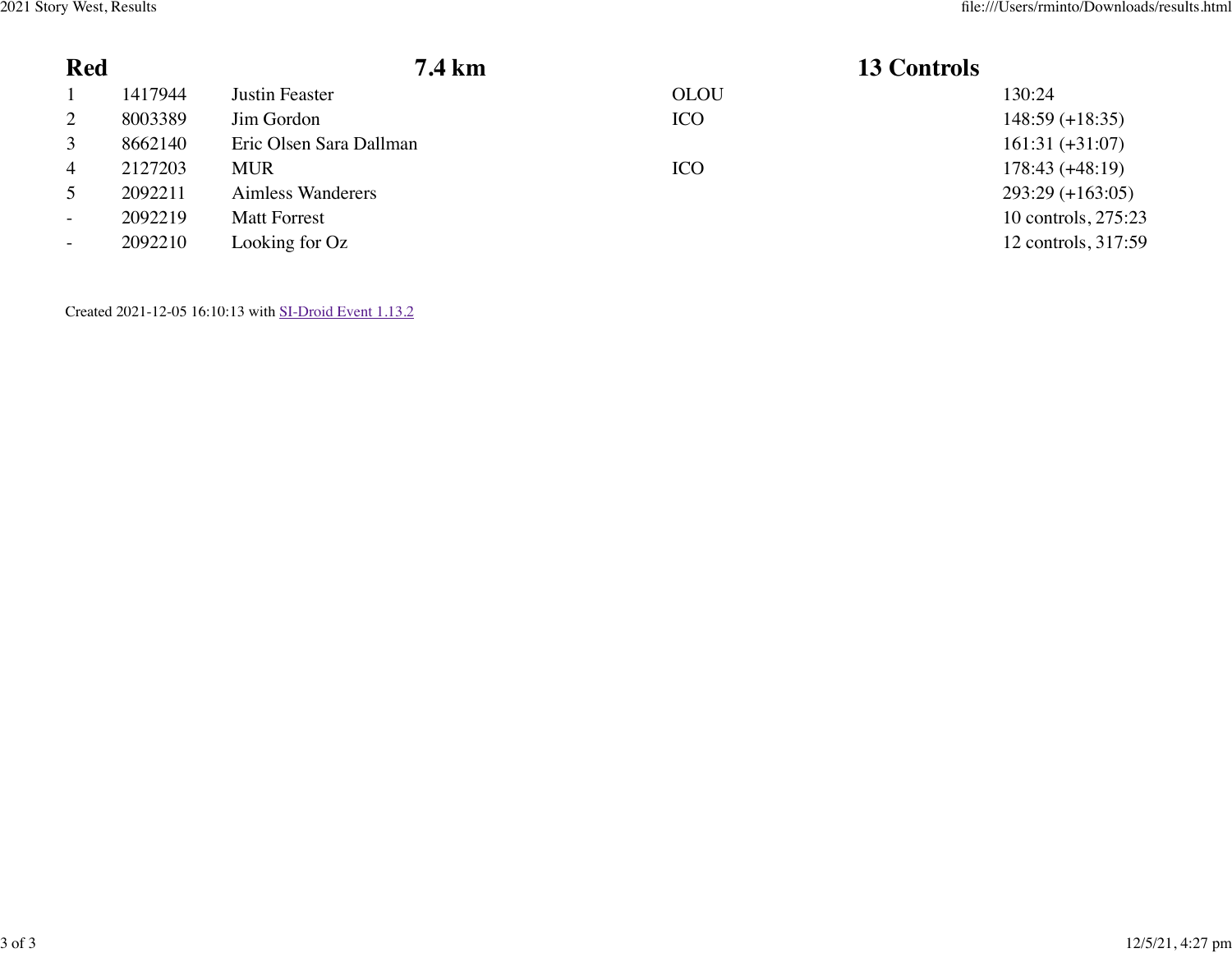| Red | | 7.4 km | | 13 Controls |
|---|---|---|---|---|
| 1 | 1417944 | Justin Feaster | OLOU | 130:24 |
| 2 | 8003389 | Jim Gordon | ICO | 148:59 (+18:35) |
| 3 | 8662140 | Eric Olsen Sara Dallman | | 161:31 (+31:07) |
| 4 | 2127203 | MUR | ICO | 178:43 (+48:19) |
| 5 | 2092211 | Aimless Wanderers | | 293:29 (+163:05) |
| - | 2092219 | Matt Forrest | | 10 controls, 275:23 |
| - | 2092210 | Looking for Oz | | 12 controls, 317:59 |

Created 2021-12-05 16:10:13 with SI-Droid Event 1.13.2